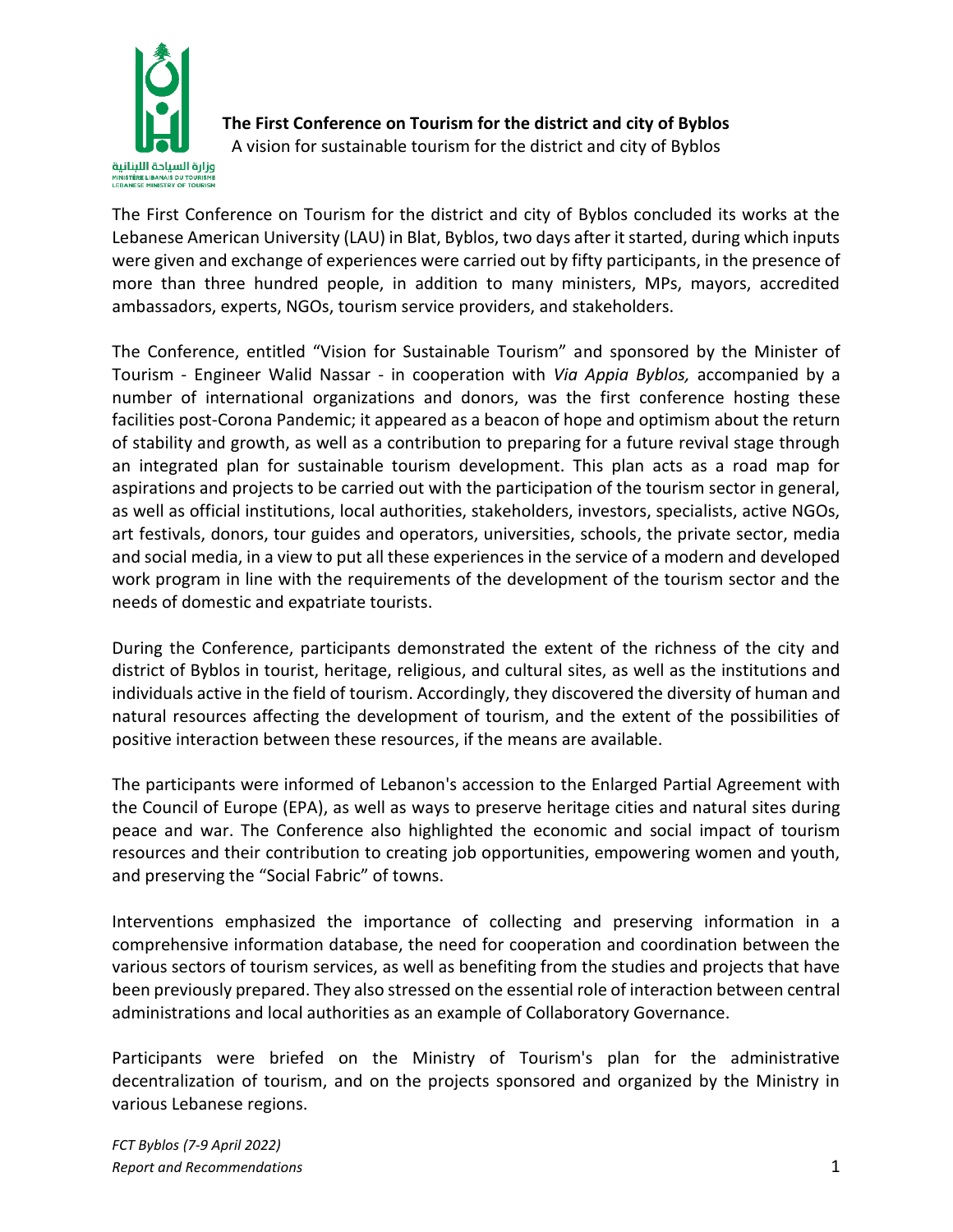**The First Conference on Tourism for the district and city of Byblos**
A vision for sustainable tourism for the district and city of Byblos

The First Conference on Tourism for the district and city of Byblos concluded its works at the Lebanese American University (LAU) in Blat, Byblos, two days after it started, during which inputs were given and exchange of experiences were carried out by fifty participants, in the presence of more than three hundred people, in addition to many ministers, MPs, mayors, accredited ambassadors, experts, NGOs, tourism service providers, and stakeholders.

The Conference, entitled "Vision for Sustainable Tourism" and sponsored by the Minister of Tourism - Engineer Walid Nassar - in cooperation with *Via Appia Byblos,* accompanied by a number of international organizations and donors, was the first conference hosting these facilities post-Corona Pandemic; it appeared as a beacon of hope and optimism about the return of stability and growth, as well as a contribution to preparing for a future revival stage through an integrated plan for sustainable tourism development. This plan acts as a road map for aspirations and projects to be carried out with the participation of the tourism sector in general, as well as official institutions, local authorities, stakeholders, investors, specialists, active NGOs, art festivals, donors, tour guides and operators, universities, schools, the private sector, media and social media, in a view to put all these experiences in the service of a modern and developed work program in line with the requirements of the development of the tourism sector and the needs of domestic and expatriate tourists.

During the Conference, participants demonstrated the extent of the richness of the city and district of Byblos in tourist, heritage, religious, and cultural sites, as well as the institutions and individuals active in the field of tourism. Accordingly, they discovered the diversity of human and natural resources affecting the development of tourism, and the extent of the possibilities of positive interaction between these resources, if the means are available.

The participants were informed of Lebanon's accession to the Enlarged Partial Agreement with the Council of Europe (EPA), as well as ways to preserve heritage cities and natural sites during peace and war. The Conference also highlighted the economic and social impact of tourism resources and their contribution to creating job opportunities, empowering women and youth, and preserving the "Social Fabric" of towns.

Interventions emphasized the importance of collecting and preserving information in a comprehensive information database, the need for cooperation and coordination between the various sectors of tourism services, as well as benefiting from the studies and projects that have been previously prepared. They also stressed on the essential role of interaction between central administrations and local authorities as an example of Collaboratory Governance.

Participants were briefed on the Ministry of Tourism's plan for the administrative decentralization of tourism, and on the projects sponsored and organized by the Ministry in various Lebanese regions.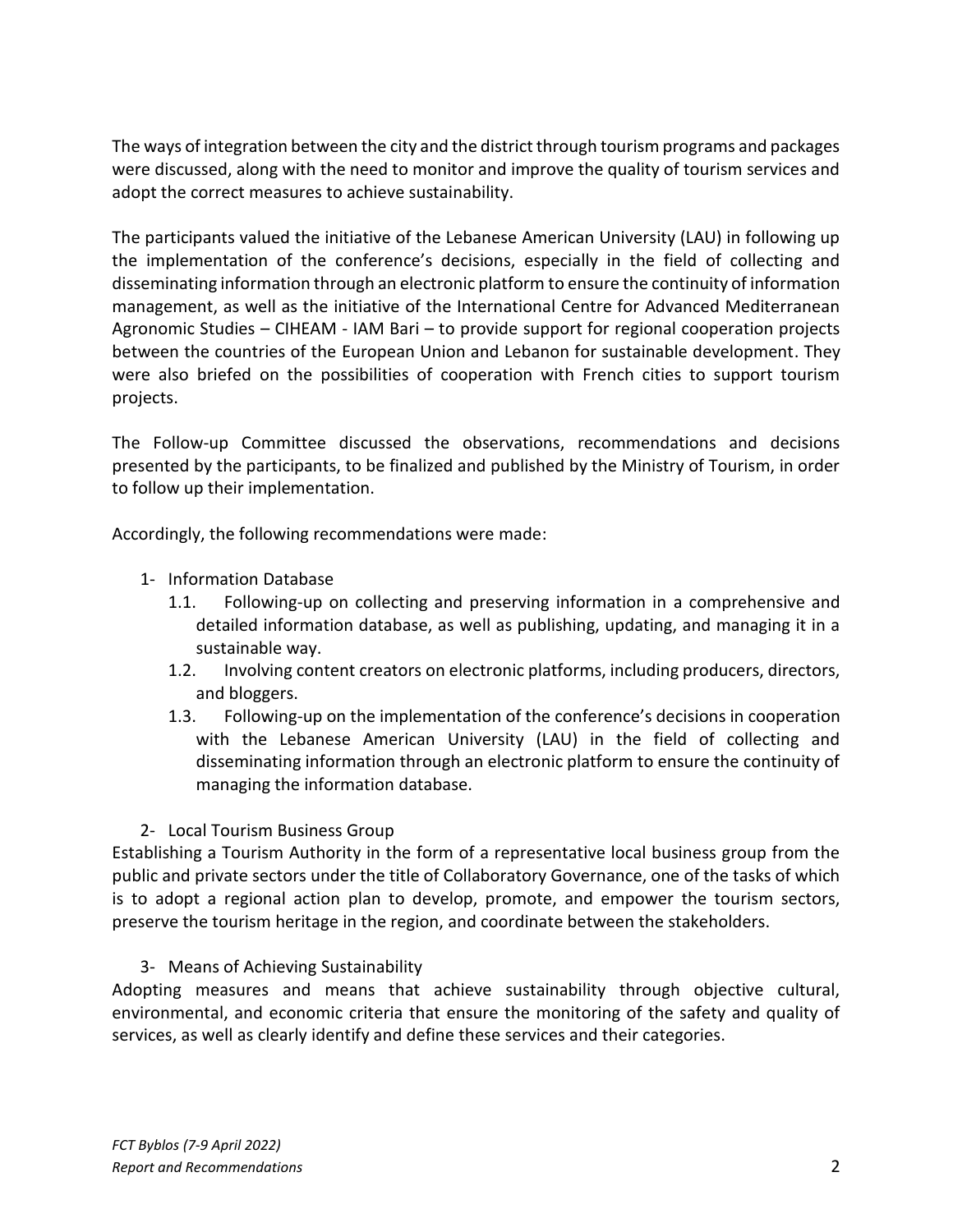The ways of integration between the city and the district through tourism programs and packages were discussed, along with the need to monitor and improve the quality of tourism services and adopt the correct measures to achieve sustainability.

The participants valued the initiative of the Lebanese American University (LAU) in following up the implementation of the conference's decisions, especially in the field of collecting and disseminating information through an electronic platform to ensure the continuity of information management, as well as the initiative of the International Centre for Advanced Mediterranean Agronomic Studies – CIHEAM - IAM Bari – to provide support for regional cooperation projects between the countries of the European Union and Lebanon for sustainable development. They were also briefed on the possibilities of cooperation with French cities to support tourism projects.

The Follow-up Committee discussed the observations, recommendations and decisions presented by the participants, to be finalized and published by the Ministry of Tourism, in order to follow up their implementation.

Accordingly, the following recommendations were made:

1- Information Database
   - 1.1. Following-up on collecting and preserving information in a comprehensive and detailed information database, as well as publishing, updating, and managing it in a sustainable way.
   - 1.2. Involving content creators on electronic platforms, including producers, directors, and bloggers.
   - 1.3. Following-up on the implementation of the conference's decisions in cooperation with the Lebanese American University (LAU) in the field of collecting and disseminating information through an electronic platform to ensure the continuity of managing the information database.

2- Local Tourism Business Group

Establishing a Tourism Authority in the form of a representative local business group from the public and private sectors under the title of Collaboratory Governance, one of the tasks of which is to adopt a regional action plan to develop, promote, and empower the tourism sectors, preserve the tourism heritage in the region, and coordinate between the stakeholders.

3- Means of Achieving Sustainability

Adopting measures and means that achieve sustainability through objective cultural, environmental, and economic criteria that ensure the monitoring of the safety and quality of services, as well as clearly identify and define these services and their categories.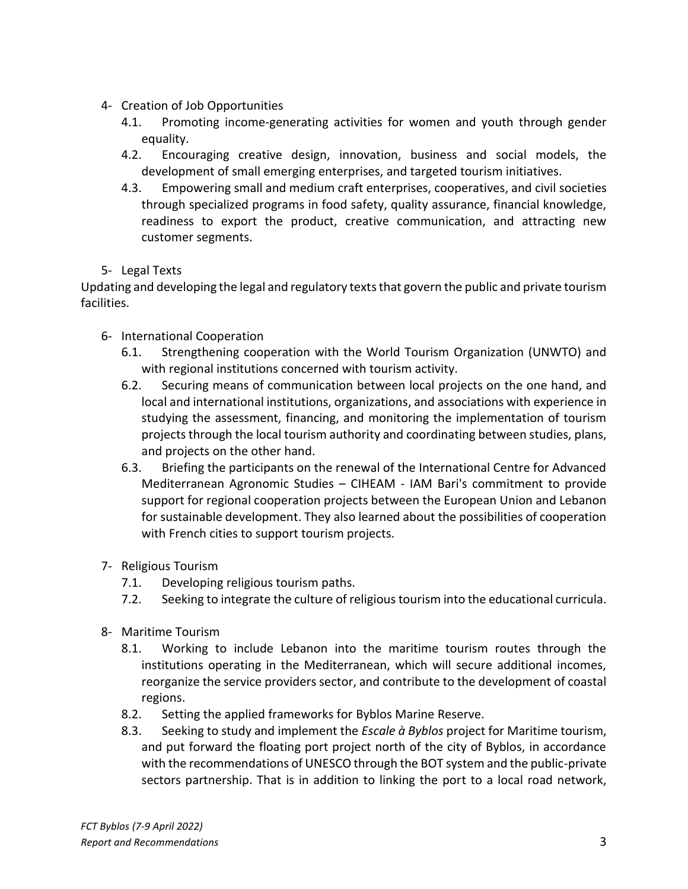4- Creation of Job Opportunities

4.1. Promoting income-generating activities for women and youth through gender equality.

4.2. Encouraging creative design, innovation, business and social models, the development of small emerging enterprises, and targeted tourism initiatives.

4.3. Empowering small and medium craft enterprises, cooperatives, and civil societies through specialized programs in food safety, quality assurance, financial knowledge, readiness to export the product, creative communication, and attracting new customer segments.

5- Legal Texts

Updating and developing the legal and regulatory texts that govern the public and private tourism facilities.

6- International Cooperation

6.1. Strengthening cooperation with the World Tourism Organization (UNWTO) and with regional institutions concerned with tourism activity.

6.2. Securing means of communication between local projects on the one hand, and local and international institutions, organizations, and associations with experience in studying the assessment, financing, and monitoring the implementation of tourism projects through the local tourism authority and coordinating between studies, plans, and projects on the other hand.

6.3. Briefing the participants on the renewal of the International Centre for Advanced Mediterranean Agronomic Studies – CIHEAM - IAM Bari's commitment to provide support for regional cooperation projects between the European Union and Lebanon for sustainable development. They also learned about the possibilities of cooperation with French cities to support tourism projects.

7- Religious Tourism

7.1. Developing religious tourism paths.

7.2. Seeking to integrate the culture of religious tourism into the educational curricula.

8- Maritime Tourism

8.1. Working to include Lebanon into the maritime tourism routes through the institutions operating in the Mediterranean, which will secure additional incomes, reorganize the service providers sector, and contribute to the development of coastal regions.

8.2. Setting the applied frameworks for Byblos Marine Reserve.

8.3. Seeking to study and implement the *Escale à Byblos* project for Maritime tourism, and put forward the floating port project north of the city of Byblos, in accordance with the recommendations of UNESCO through the BOT system and the public-private sectors partnership. That is in addition to linking the port to a local road network,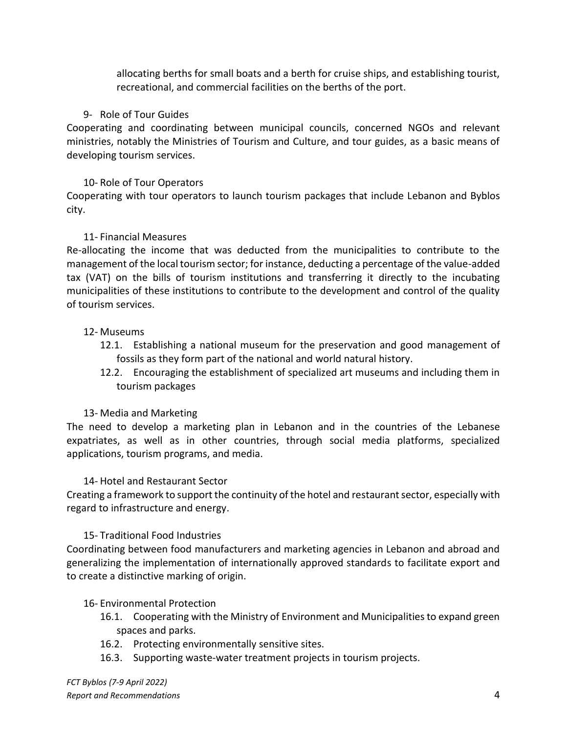allocating berths for small boats and a berth for cruise ships, and establishing tourist, recreational, and commercial facilities on the berths of the port.

9- Role of Tour Guides

Cooperating and coordinating between municipal councils, concerned NGOs and relevant ministries, notably the Ministries of Tourism and Culture, and tour guides, as a basic means of developing tourism services.

10- Role of Tour Operators

Cooperating with tour operators to launch tourism packages that include Lebanon and Byblos city.

11- Financial Measures

Re-allocating the income that was deducted from the municipalities to contribute to the management of the local tourism sector; for instance, deducting a percentage of the value-added tax (VAT) on the bills of tourism institutions and transferring it directly to the incubating municipalities of these institutions to contribute to the development and control of the quality of tourism services.

12- Museums

- 12.1. Establishing a national museum for the preservation and good management of fossils as they form part of the national and world natural history.
- 12.2. Encouraging the establishment of specialized art museums and including them in tourism packages

13- Media and Marketing

The need to develop a marketing plan in Lebanon and in the countries of the Lebanese expatriates, as well as in other countries, through social media platforms, specialized applications, tourism programs, and media.

14- Hotel and Restaurant Sector

Creating a framework to support the continuity of the hotel and restaurant sector, especially with regard to infrastructure and energy.

15- Traditional Food Industries

Coordinating between food manufacturers and marketing agencies in Lebanon and abroad and generalizing the implementation of internationally approved standards to facilitate export and to create a distinctive marking of origin.

16- Environmental Protection

- 16.1. Cooperating with the Ministry of Environment and Municipalities to expand green spaces and parks.
- 16.2. Protecting environmentally sensitive sites.
- 16.3. Supporting waste-water treatment projects in tourism projects.